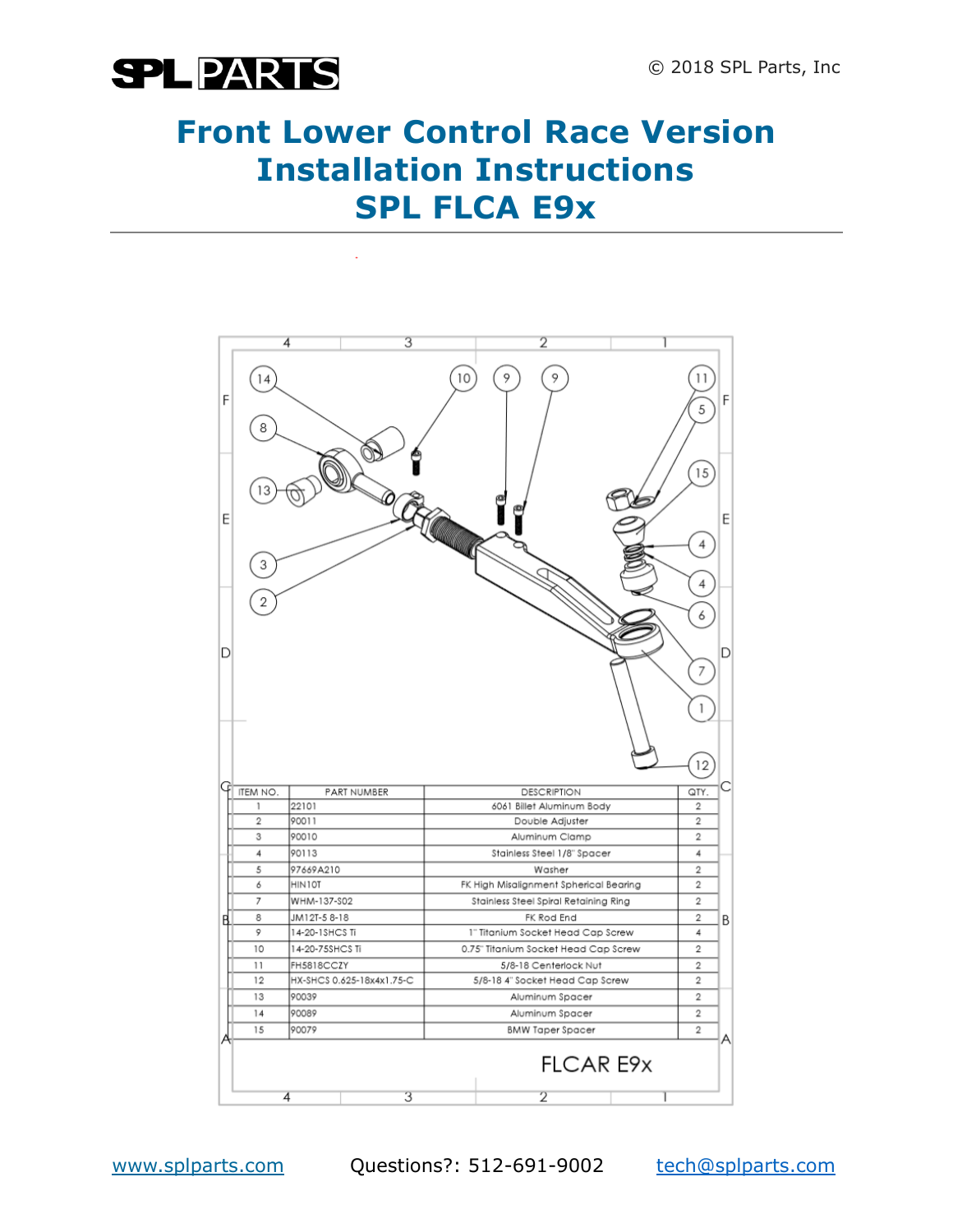# Front Lower Control Race Version Installation Instructions SPL FLCA E9x

| ITEM NO. | PART NUMBER | DESCRIPTION | QTY. |
|---|---|---|---|
| 1 | 22101 | 6061 Billet Aluminum Body | 2 |
| 2 | 90011 | Double Adjuster | 2 |
| 3 | 90010 | Aluminum Clamp | 2 |
| 4 | 90113 | Stainless Steel 1/8" Spacer | 4 |
| 5 | 97669A210 | Washer | 2 |
| 6 | HIN10T | FK High Misalignment Spherical Bearing | 2 |
| 7 | WHM-137-S02 | Stainless Steel Spiral Retaining Ring | 2 |
| 8 | JM12T-5 8-18 | FK Rod End | 2 |
| 9 | 14-20-1SHCS Ti | 1" Titanium Socket Head Cap Screw | 4 |
| 10 | 14-20-75SHCS Ti | 0.75" Titanium Socket Head Cap Screw | 2 |
| 11 | FH5818CCZY | 5/8-18 Centerlock Nut | 2 |
| 12 | HX-SHCS 0.625-18x4x1.75-C | 5/8-18 4" Socket Head Cap Screw | 2 |
| 13 | 90039 | Aluminum Spacer | 2 |
| 14 | 90089 | Aluminum Spacer | 2 |
| 15 | 90079 | BMW Taper Spacer | 2 |

FLCAR E9x

www.splparts.com Questions?: 512-691-9002 tech@splparts.com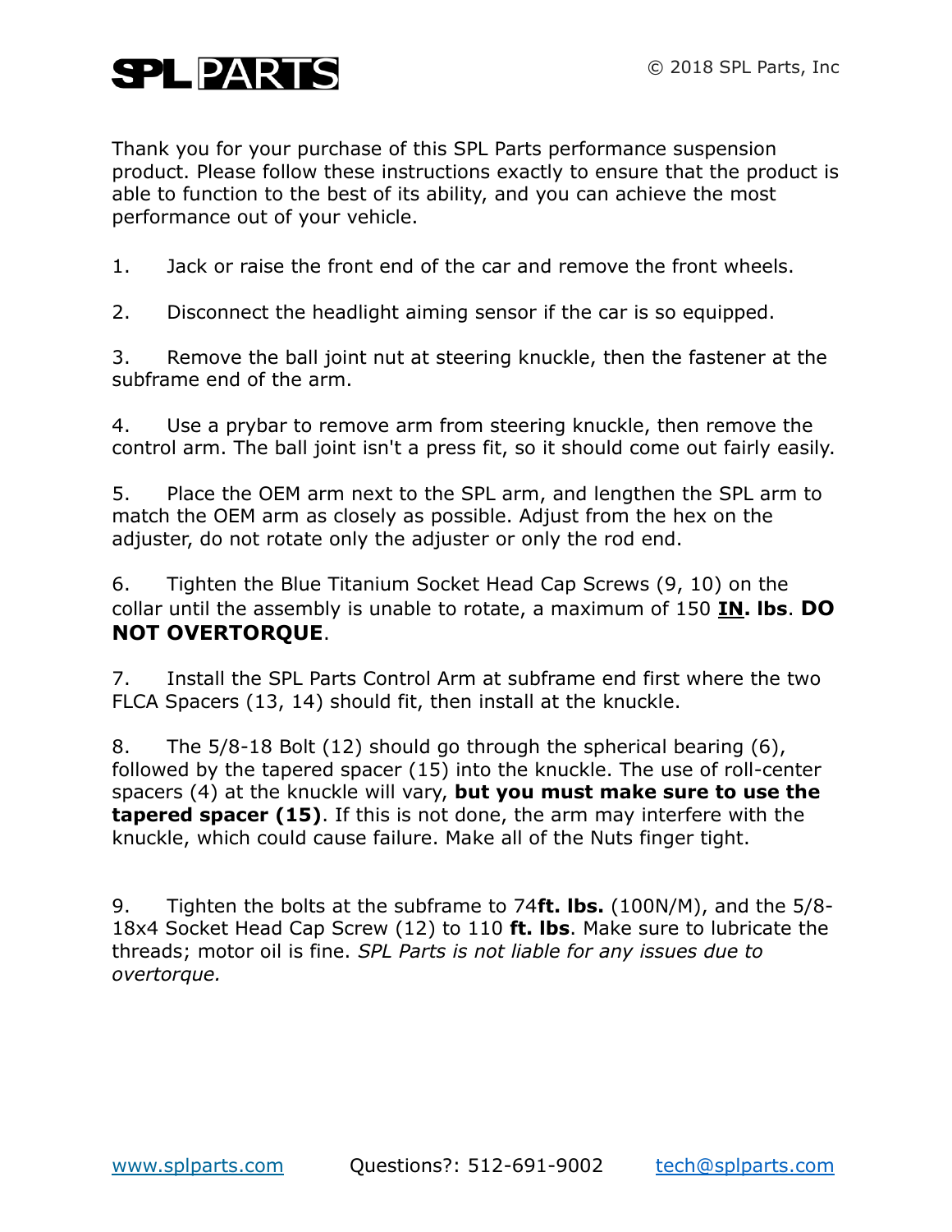Thank you for your purchase of this SPL Parts performance suspension product. Please follow these instructions exactly to ensure that the product is able to function to the best of its ability, and you can achieve the most performance out of your vehicle.

1. Jack or raise the front end of the car and remove the front wheels.

2. Disconnect the headlight aiming sensor if the car is so equipped.

3. Remove the ball joint nut at steering knuckle, then the fastener at the subframe end of the arm.

4. Use a prybar to remove arm from steering knuckle, then remove the control arm. The ball joint isn't a press fit, so it should come out fairly easily.

5. Place the OEM arm next to the SPL arm, and lengthen the SPL arm to match the OEM arm as closely as possible. Adjust from the hex on the adjuster, do not rotate only the adjuster or only the rod end.

6. Tighten the Blue Titanium Socket Head Cap Screws (9, 10) on the collar until the assembly is unable to rotate, a maximum of 150 **IN. lbs**. **DO NOT OVERTORQUE**.

7. Install the SPL Parts Control Arm at subframe end first where the two FLCA Spacers (13, 14) should fit, then install at the knuckle.

8. The 5/8-18 Bolt (12) should go through the spherical bearing (6), followed by the tapered spacer (15) into the knuckle. The use of roll-center spacers (4) at the knuckle will vary, **but you must make sure to use the tapered spacer (15)**. If this is not done, the arm may interfere with the knuckle, which could cause failure. Make all of the Nuts finger tight.

9. Tighten the bolts at the subframe to 74**ft. lbs.** (100N/M), and the 5/8-18x4 Socket Head Cap Screw (12) to 110 **ft. lbs**. Make sure to lubricate the threads; motor oil is fine. *SPL Parts is not liable for any issues due to overtorque.*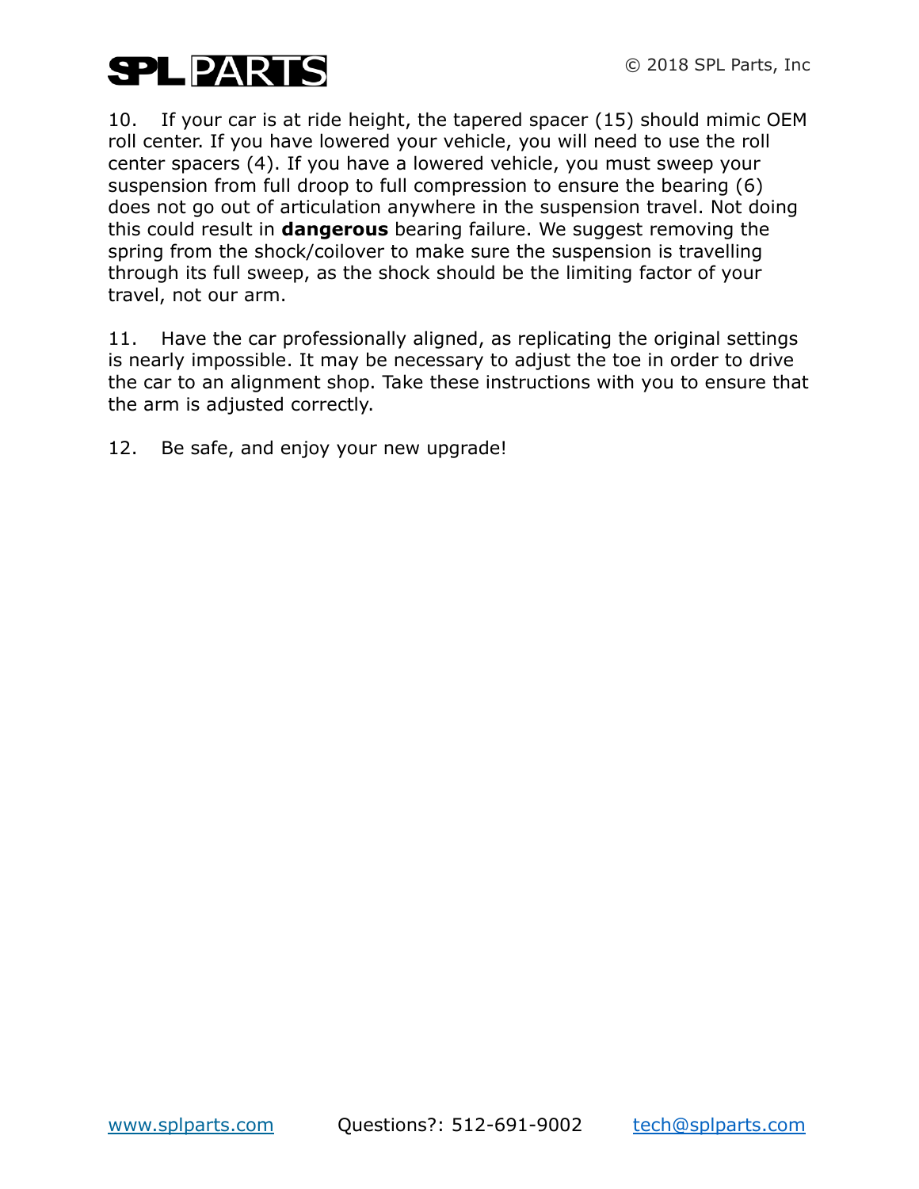10. If your car is at ride height, the tapered spacer (15) should mimic OEM roll center. If you have lowered your vehicle, you will need to use the roll center spacers (4). If you have a lowered vehicle, you must sweep your suspension from full droop to full compression to ensure the bearing (6) does not go out of articulation anywhere in the suspension travel. Not doing this could result in **dangerous** bearing failure. We suggest removing the spring from the shock/coilover to make sure the suspension is travelling through its full sweep, as the shock should be the limiting factor of your travel, not our arm.

11. Have the car professionally aligned, as replicating the original settings is nearly impossible. It may be necessary to adjust the toe in order to drive the car to an alignment shop. Take these instructions with you to ensure that the arm is adjusted correctly.

12. Be safe, and enjoy your new upgrade!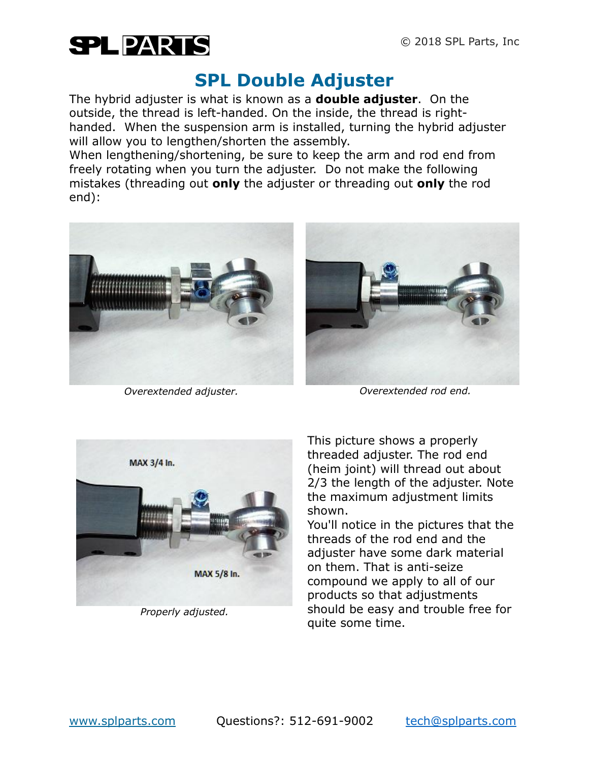# SPL Double Adjuster

The hybrid adjuster is what is known as a **double adjuster**. On the outside, the thread is left-handed. On the inside, the thread is right-handed. When the suspension arm is installed, turning the hybrid adjuster will allow you to lengthen/shorten the assembly.

When lengthening/shortening, be sure to keep the arm and rod end from freely rotating when you turn the adjuster. Do not make the following mistakes (threading out **only** the adjuster or threading out **only** the rod end):

*Overextended adjuster.*

*Overextended rod end.*

*Properly adjusted.*

This picture shows a properly threaded adjuster. The rod end (heim joint) will thread out about 2/3 the length of the adjuster. Note the maximum adjustment limits shown.

You'll notice in the pictures that the threads of the rod end and the adjuster have some dark material on them. That is anti-seize compound we apply to all of our products so that adjustments should be easy and trouble free for quite some time.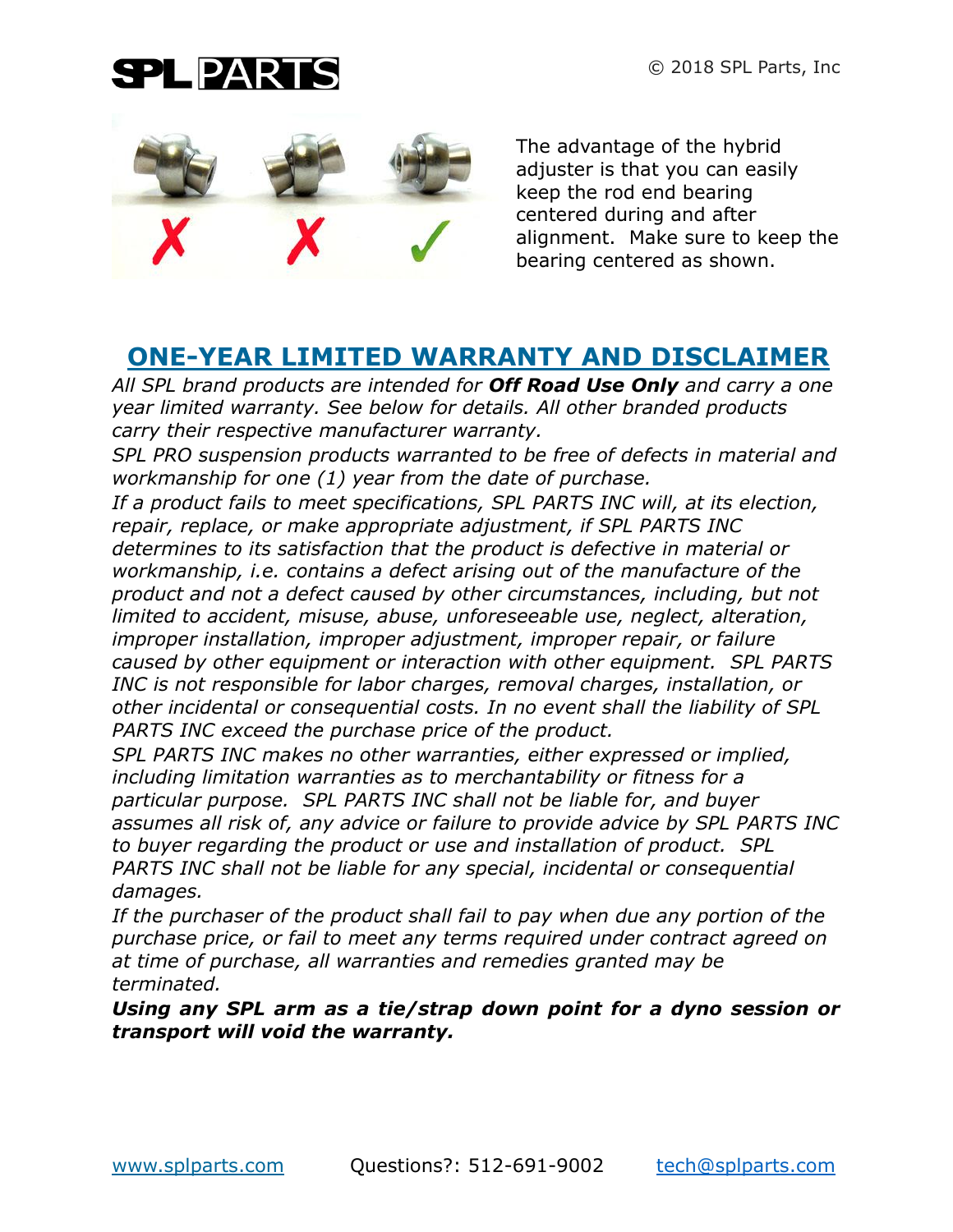The advantage of the hybrid adjuster is that you can easily keep the rod end bearing centered during and after alignment. Make sure to keep the bearing centered as shown.

## ONE-YEAR LIMITED WARRANTY AND DISCLAIMER

*All SPL brand products are intended for **Off Road Use Only** and carry a one year limited warranty. See below for details. All other branded products carry their respective manufacturer warranty.*

*SPL PRO suspension products warranted to be free of defects in material and workmanship for one (1) year from the date of purchase.*

*If a product fails to meet specifications, SPL PARTS INC will, at its election, repair, replace, or make appropriate adjustment, if SPL PARTS INC determines to its satisfaction that the product is defective in material or workmanship, i.e. contains a defect arising out of the manufacture of the product and not a defect caused by other circumstances, including, but not limited to accident, misuse, abuse, unforeseeable use, neglect, alteration, improper installation, improper adjustment, improper repair, or failure caused by other equipment or interaction with other equipment. SPL PARTS INC is not responsible for labor charges, removal charges, installation, or other incidental or consequential costs. In no event shall the liability of SPL PARTS INC exceed the purchase price of the product.*

*SPL PARTS INC makes no other warranties, either expressed or implied, including limitation warranties as to merchantability or fitness for a particular purpose. SPL PARTS INC shall not be liable for, and buyer assumes all risk of, any advice or failure to provide advice by SPL PARTS INC to buyer regarding the product or use and installation of product. SPL PARTS INC shall not be liable for any special, incidental or consequential damages.*

*If the purchaser of the product shall fail to pay when due any portion of the purchase price, or fail to meet any terms required under contract agreed on at time of purchase, all warranties and remedies granted may be terminated.*

***Using any SPL arm as a tie/strap down point for a dyno session or transport will void the warranty.***

www.splparts.com Questions?: 512-691-9002 tech@splparts.com